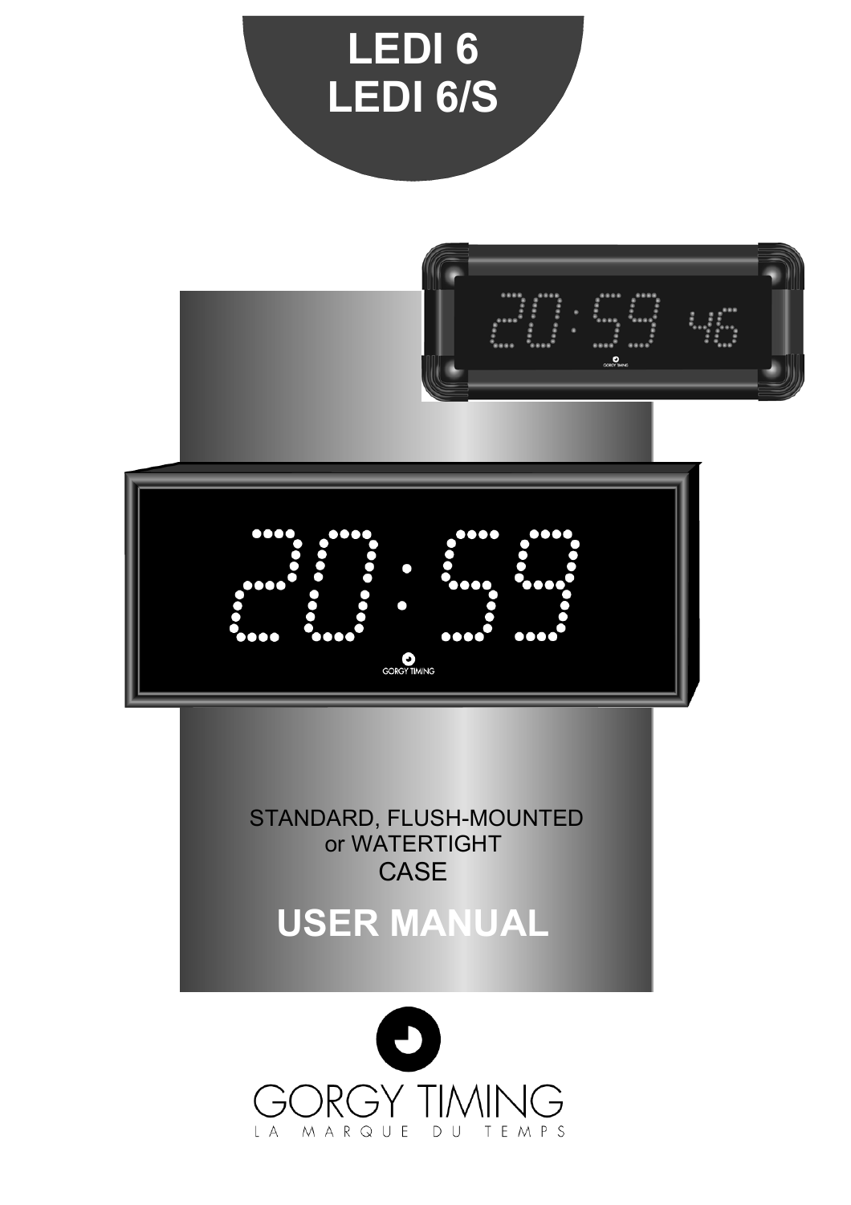# LEDI 6
# LEDI 6/S

STANDARD, FLUSH-MOUNTED
or WATERTIGHT
CASE

## USER MANUAL

GORGY TIMING
LA MARQUE DU TEMPS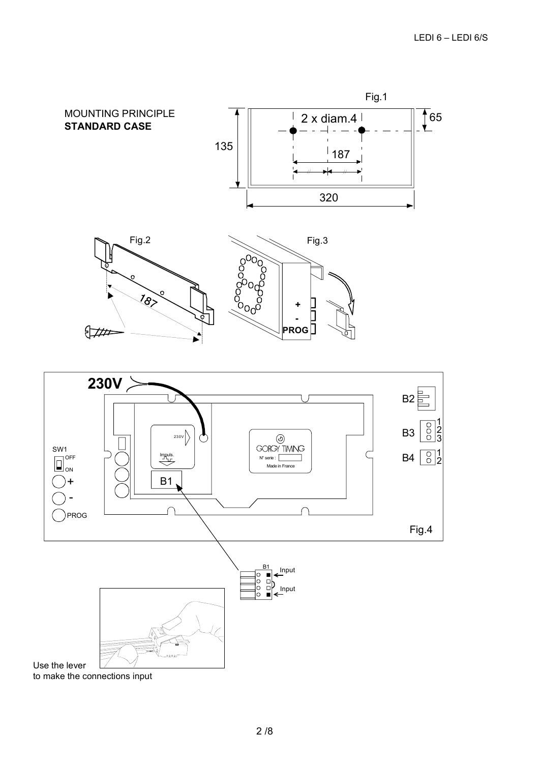## MOUNTING PRINCIPLE

**STANDARD CASE**

Fig.1

2 x diam.4

65

135

187

320

Fig.2

187

Fig.3

+

-

PROG

230V

B2

B3 1 2 3

B4 1 2

SW1 OFF ON

+

-

PROG

230V

Impuls.

B1

GORGY TIMING

N° serie :

Made in France

Fig.4

B1

Input

Input

Use the lever to make the connections input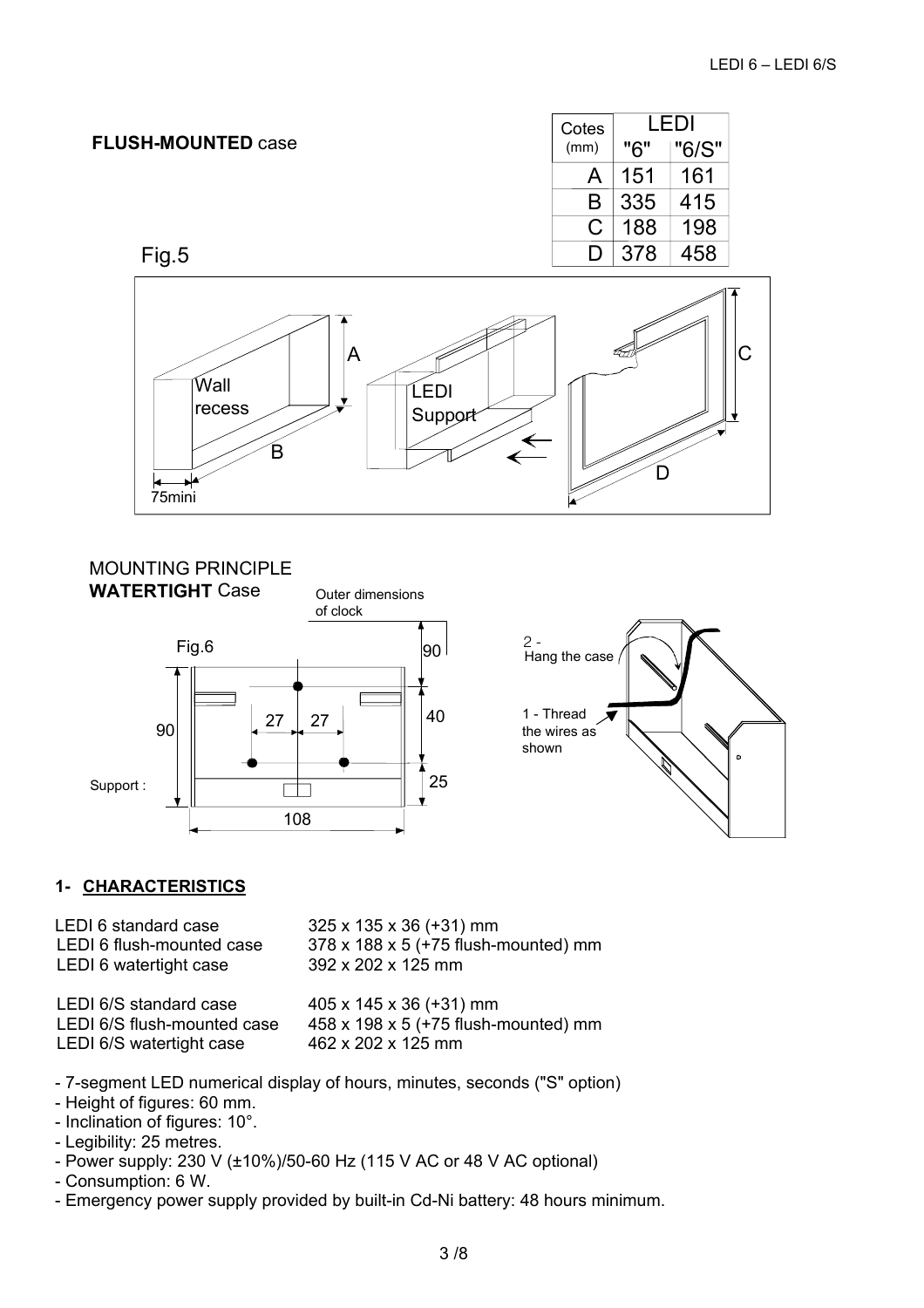**FLUSH-MOUNTED** case

| Cotes (mm) | LEDI "6" | LEDI "6/S" |
|---|---|---|
| A | 151 | 161 |
| B | 335 | 415 |
| C | 188 | 198 |
| D | 378 | 458 |

Fig.5

Wall recess

LEDI Support

75mini

MOUNTING PRINCIPLE

**WATERTIGHT** Case

Outer dimensions of clock

Fig.6

Support :

2 - Hang the case

1 - Thread the wires as shown

## 1- CHARACTERISTICS

| | |
|---|---|
| LEDI 6 standard case | 325 x 135 x 36 (+31) mm |
| LEDI 6 flush-mounted case | 378 x 188 x 5 (+75 flush-mounted) mm |
| LEDI 6 watertight case | 392 x 202 x 125 mm |
| LEDI 6/S standard case | 405 x 145 x 36 (+31) mm |
| LEDI 6/S flush-mounted case | 458 x 198 x 5 (+75 flush-mounted) mm |
| LEDI 6/S watertight case | 462 x 202 x 125 mm |

- 7-segment LED numerical display of hours, minutes, seconds ("S" option)
- Height of figures: 60 mm.
- Inclination of figures: 10°.
- Legibility: 25 metres.
- Power supply: 230 V (±10%)/50-60 Hz (115 V AC or 48 V AC optional)
- Consumption: 6 W.
- Emergency power supply provided by built-in Cd-Ni battery: 48 hours minimum.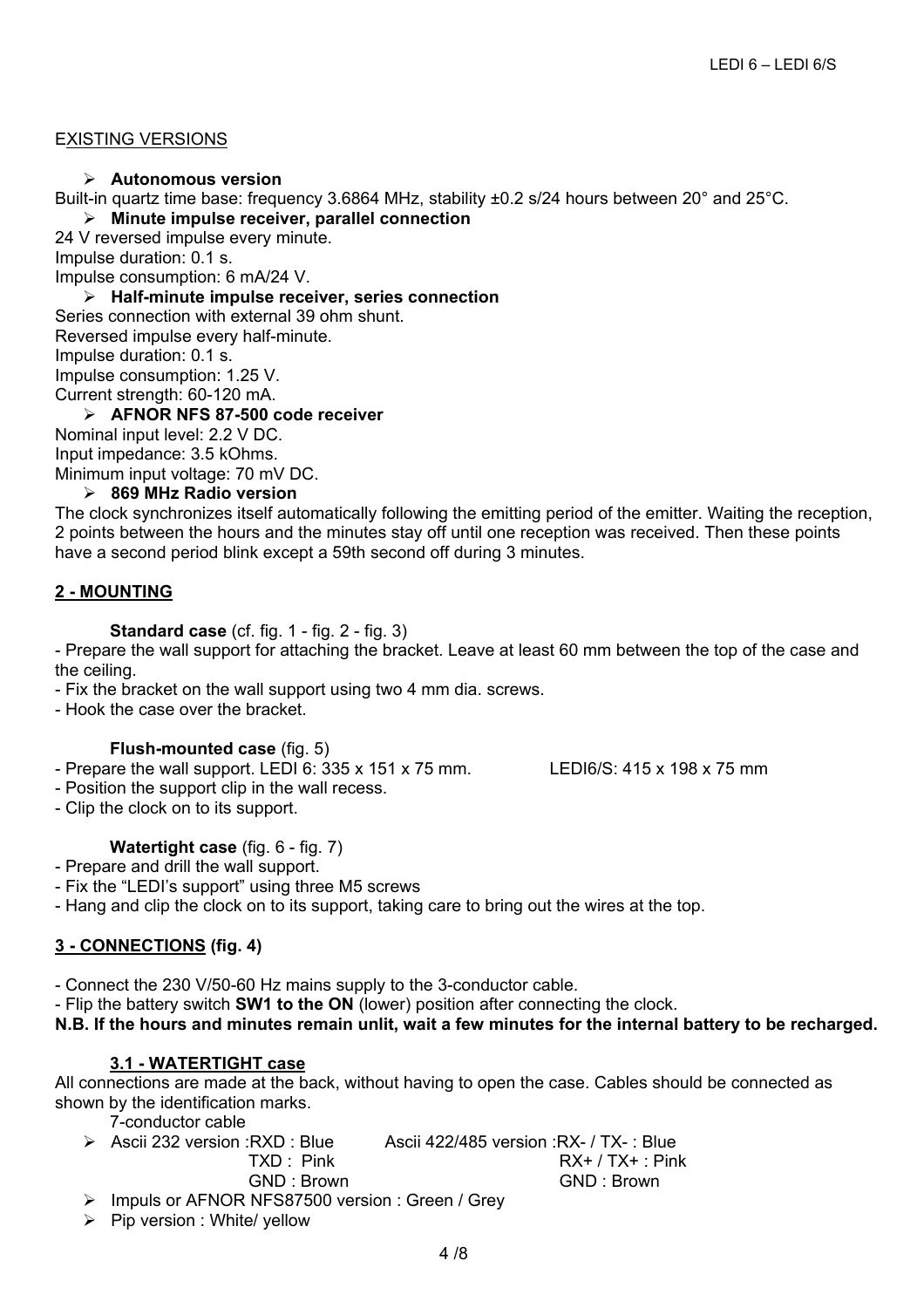EXISTING VERSIONS

- **Autonomous version**

Built-in quartz time base: frequency 3.6864 MHz, stability ±0.2 s/24 hours between 20° and 25°C.

- **Minute impulse receiver, parallel connection**

24 V reversed impulse every minute.
Impulse duration: 0.1 s.
Impulse consumption: 6 mA/24 V.

- **Half-minute impulse receiver, series connection**

Series connection with external 39 ohm shunt.
Reversed impulse every half-minute.
Impulse duration: 0.1 s.
Impulse consumption: 1.25 V.
Current strength: 60-120 mA.

- **AFNOR NFS 87-500 code receiver**

Nominal input level: 2.2 V DC.
Input impedance: 3.5 kOhms.
Minimum input voltage: 70 mV DC.

- **869 MHz Radio version**

The clock synchronizes itself automatically following the emitting period of the emitter. Waiting the reception, 2 points between the hours and the minutes stay off until one reception was received. Then these points have a second period blink except a 59th second off during 3 minutes.

## 2 - MOUNTING

**Standard case** (cf. fig. 1 - fig. 2 - fig. 3)

- Prepare the wall support for attaching the bracket. Leave at least 60 mm between the top of the case and the ceiling.
- Fix the bracket on the wall support using two 4 mm dia. screws.
- Hook the case over the bracket.

**Flush-mounted case** (fig. 5)

- Prepare the wall support. LEDI 6: 335 x 151 x 75 mm. LEDI6/S: 415 x 198 x 75 mm
- Position the support clip in the wall recess.
- Clip the clock on to its support.

**Watertight case** (fig. 6 - fig. 7)

- Prepare and drill the wall support.
- Fix the "LEDI's support" using three M5 screws
- Hang and clip the clock on to its support, taking care to bring out the wires at the top.

## 3 - CONNECTIONS (fig. 4)

- Connect the 230 V/50-60 Hz mains supply to the 3-conductor cable.
- Flip the battery switch **SW1 to the ON** (lower) position after connecting the clock.

**N.B. If the hours and minutes remain unlit, wait a few minutes for the internal battery to be recharged.**

### 3.1 - WATERTIGHT case

All connections are made at the back, without having to open the case. Cables should be connected as shown by the identification marks.

7-conductor cable

- Ascii 232 version :RXD : Blue Ascii 422/485 version :RX- / TX- : Blue
  TXD : Pink RX+ / TX+ : Pink
  GND : Brown GND : Brown
- Impuls or AFNOR NFS87500 version : Green / Grey
- Pip version : White/ yellow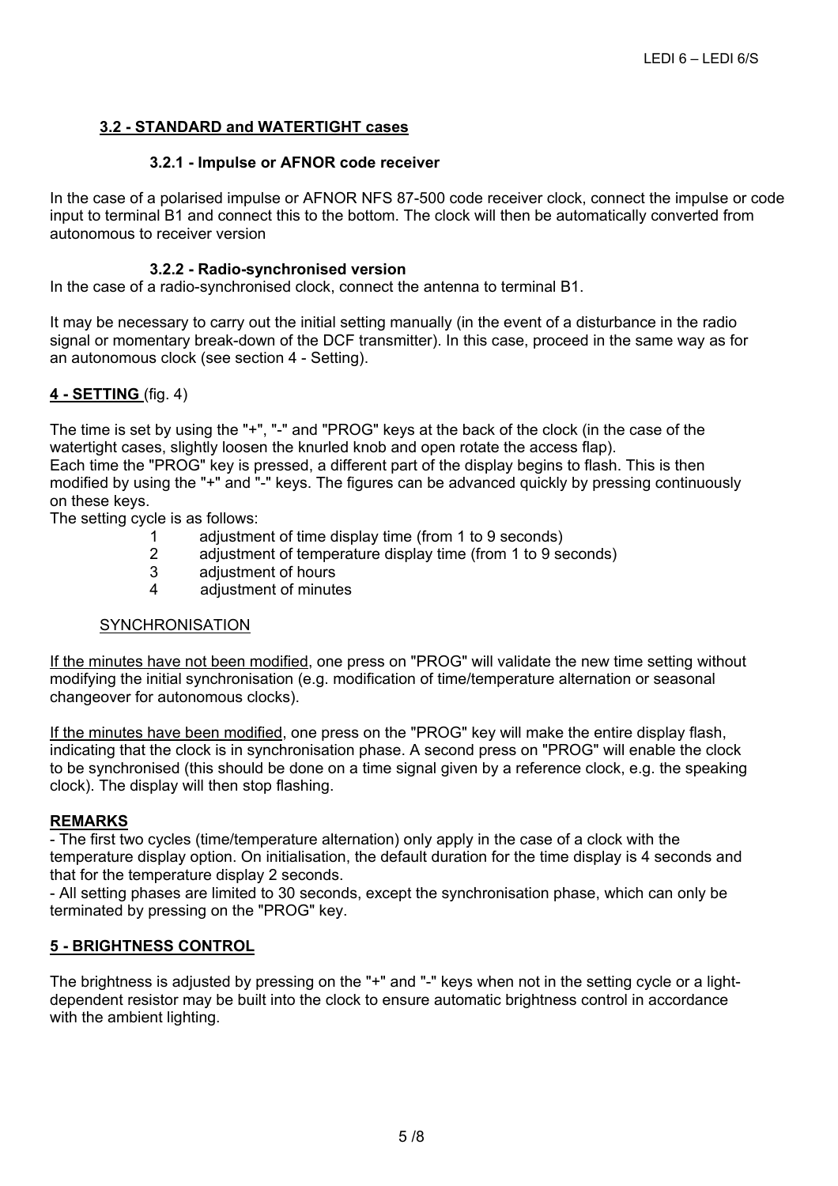## 3.2 - STANDARD and WATERTIGHT cases

### 3.2.1 - Impulse or AFNOR code receiver

In the case of a polarised impulse or AFNOR NFS 87-500 code receiver clock, connect the impulse or code input to terminal B1 and connect this to the bottom. The clock will then be automatically converted from autonomous to receiver version

### 3.2.2 - Radio-synchronised version

In the case of a radio-synchronised clock, connect the antenna to terminal B1.

It may be necessary to carry out the initial setting manually (in the event of a disturbance in the radio signal or momentary break-down of the DCF transmitter). In this case, proceed in the same way as for an autonomous clock (see section 4 - Setting).

## 4 - SETTING (fig. 4)

The time is set by using the "+", "-" and "PROG" keys at the back of the clock (in the case of the watertight cases, slightly loosen the knurled knob and open rotate the access flap).
Each time the "PROG" key is pressed, a different part of the display begins to flash. This is then modified by using the "+" and "-" keys. The figures can be advanced quickly by pressing continuously on these keys.
The setting cycle is as follows:

1. adjustment of time display time (from 1 to 9 seconds)
2. adjustment of temperature display time (from 1 to 9 seconds)
3. adjustment of hours
4. adjustment of minutes

SYNCHRONISATION

If the minutes have not been modified, one press on "PROG" will validate the new time setting without modifying the initial synchronisation (e.g. modification of time/temperature alternation or seasonal changeover for autonomous clocks).

If the minutes have been modified, one press on the "PROG" key will make the entire display flash, indicating that the clock is in synchronisation phase. A second press on "PROG" will enable the clock to be synchronised (this should be done on a time signal given by a reference clock, e.g. the speaking clock). The display will then stop flashing.

**REMARKS**

- The first two cycles (time/temperature alternation) only apply in the case of a clock with the temperature display option. On initialisation, the default duration for the time display is 4 seconds and that for the temperature display 2 seconds.
- All setting phases are limited to 30 seconds, except the synchronisation phase, which can only be terminated by pressing on the "PROG" key.

## 5 - BRIGHTNESS CONTROL

The brightness is adjusted by pressing on the "+" and "-" keys when not in the setting cycle or a light-dependent resistor may be built into the clock to ensure automatic brightness control in accordance with the ambient lighting.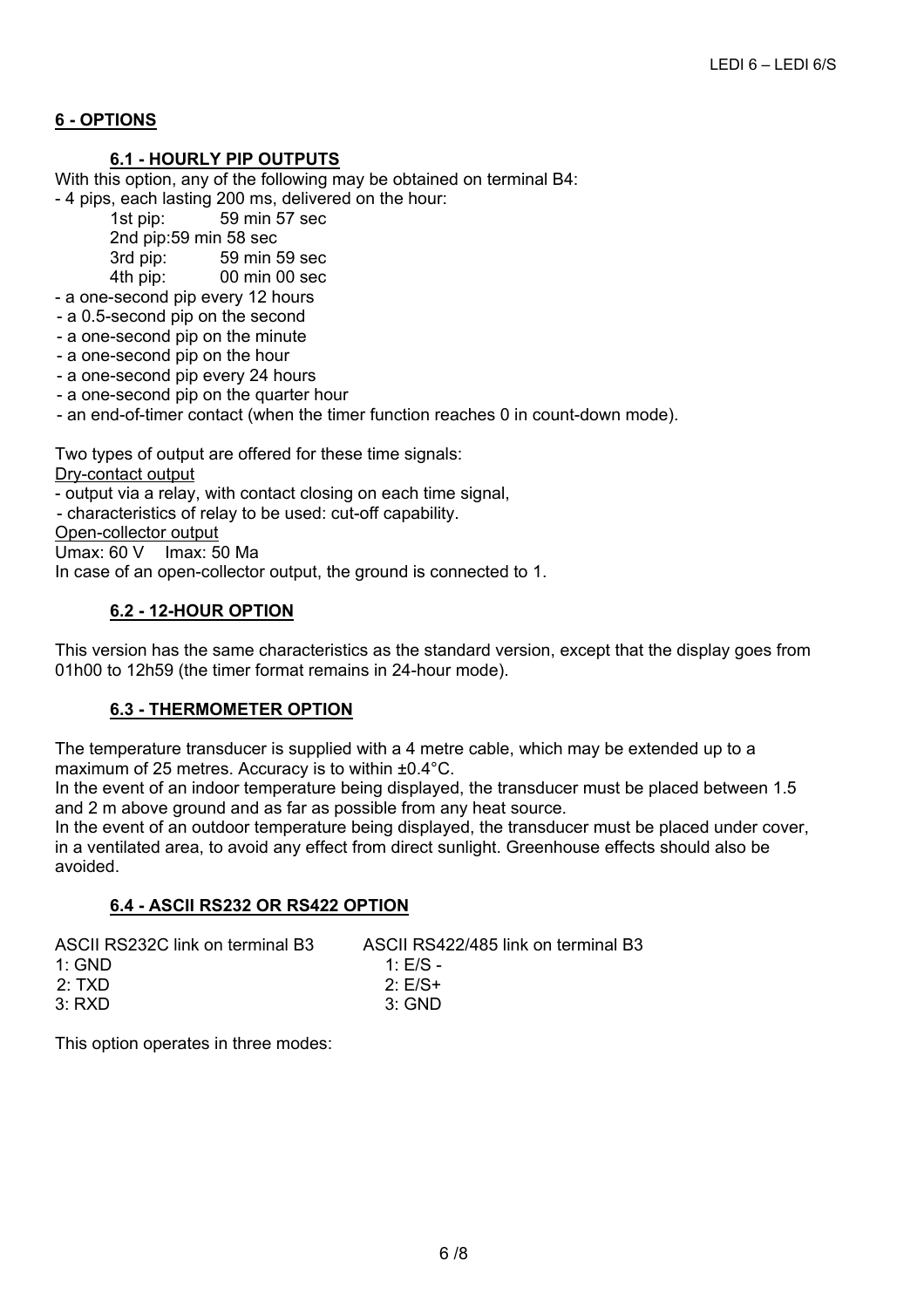## 6 - OPTIONS

### 6.1 - HOURLY PIP OUTPUTS

With this option, any of the following may be obtained on terminal B4:

- 4 pips, each lasting 200 ms, delivered on the hour:
  - 1st pip: 59 min 57 sec
  - 2nd pip: 59 min 58 sec
  - 3rd pip: 59 min 59 sec
  - 4th pip: 00 min 00 sec
- a one-second pip every 12 hours
- a 0.5-second pip on the second
- a one-second pip on the minute
- a one-second pip on the hour
- a one-second pip every 24 hours
- a one-second pip on the quarter hour
- an end-of-timer contact (when the timer function reaches 0 in count-down mode).

Two types of output are offered for these time signals:

Dry-contact output

- output via a relay, with contact closing on each time signal,
- characteristics of relay to be used: cut-off capability.

Open-collector output

Umax: 60 V Imax: 50 Ma

In case of an open-collector output, the ground is connected to 1.

### 6.2 - 12-HOUR OPTION

This version has the same characteristics as the standard version, except that the display goes from 01h00 to 12h59 (the timer format remains in 24-hour mode).

### 6.3 - THERMOMETER OPTION

The temperature transducer is supplied with a 4 metre cable, which may be extended up to a maximum of 25 metres. Accuracy is to within ±0.4°C.

In the event of an indoor temperature being displayed, the transducer must be placed between 1.5 and 2 m above ground and as far as possible from any heat source.

In the event of an outdoor temperature being displayed, the transducer must be placed under cover, in a ventilated area, to avoid any effect from direct sunlight. Greenhouse effects should also be avoided.

### 6.4 - ASCII RS232 OR RS422 OPTION

| ASCII RS232C link on terminal B3 | ASCII RS422/485 link on terminal B3 |
|---|---|
| 1: GND | 1: E/S - |
| 2: TXD | 2: E/S+ |
| 3: RXD | 3: GND |

This option operates in three modes: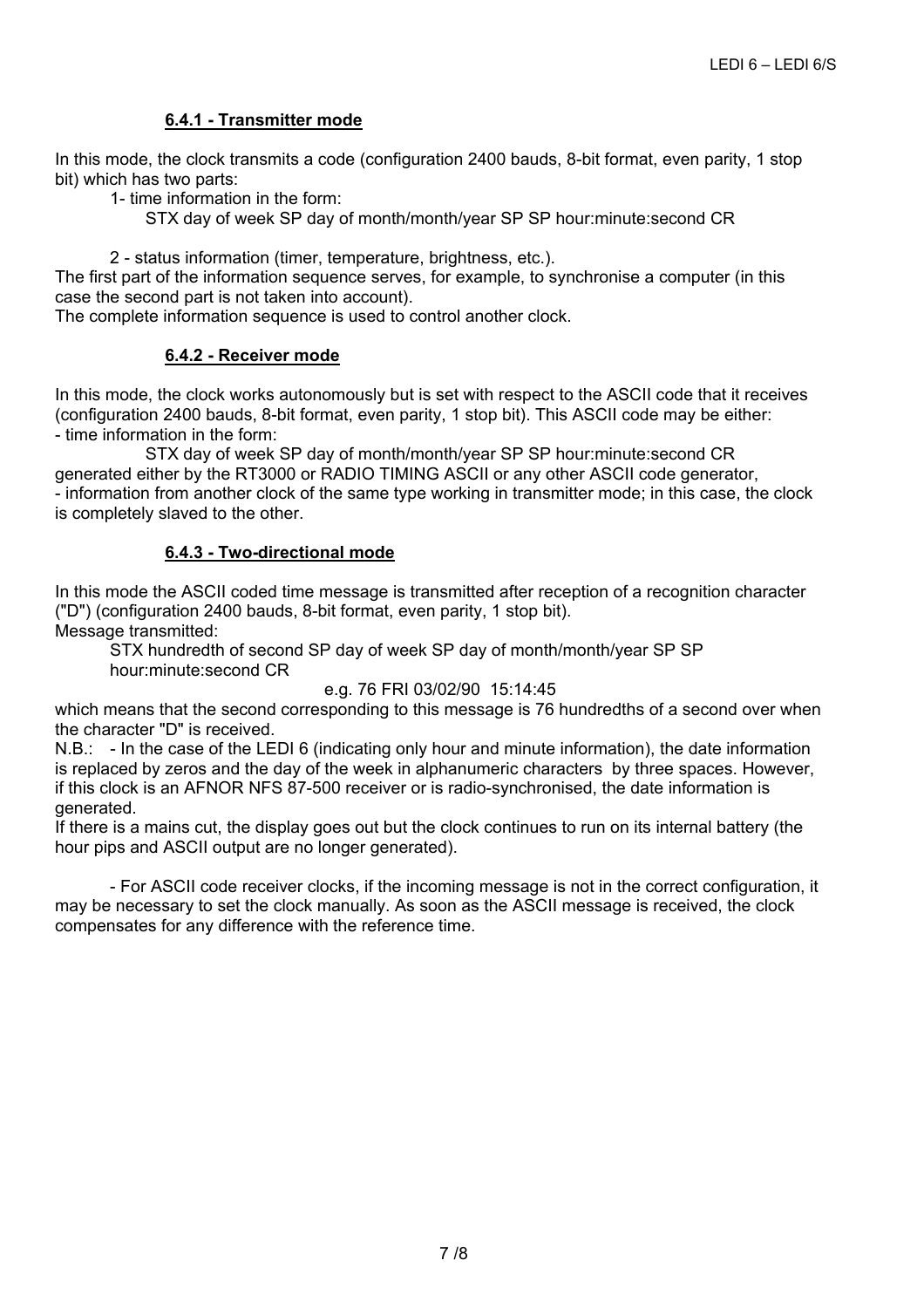#### 6.4.1 - Transmitter mode

In this mode, the clock transmits a code (configuration 2400 bauds, 8-bit format, even parity, 1 stop bit) which has two parts:

1- time information in the form:

STX day of week SP day of month/month/year SP SP hour:minute:second CR

2 - status information (timer, temperature, brightness, etc.).

The first part of the information sequence serves, for example, to synchronise a computer (in this case the second part is not taken into account).

The complete information sequence is used to control another clock.

#### 6.4.2 - Receiver mode

In this mode, the clock works autonomously but is set with respect to the ASCII code that it receives (configuration 2400 bauds, 8-bit format, even parity, 1 stop bit). This ASCII code may be either:

- time information in the form:

STX day of week SP day of month/month/year SP SP hour:minute:second CR

generated either by the RT3000 or RADIO TIMING ASCII or any other ASCII code generator,

- information from another clock of the same type working in transmitter mode; in this case, the clock is completely slaved to the other.

#### 6.4.3 - Two-directional mode

In this mode the ASCII coded time message is transmitted after reception of a recognition character ("D") (configuration 2400 bauds, 8-bit format, even parity, 1 stop bit).

Message transmitted:

STX hundredth of second SP day of week SP day of month/month/year SP SP hour:minute:second CR

e.g. 76 FRI 03/02/90  15:14:45

which means that the second corresponding to this message is 76 hundredths of a second over when the character "D" is received.

N.B.: - In the case of the LEDI 6 (indicating only hour and minute information), the date information is replaced by zeros and the day of the week in alphanumeric characters by three spaces. However, if this clock is an AFNOR NFS 87-500 receiver or is radio-synchronised, the date information is generated.

If there is a mains cut, the display goes out but the clock continues to run on its internal battery (the hour pips and ASCII output are no longer generated).

- For ASCII code receiver clocks, if the incoming message is not in the correct configuration, it may be necessary to set the clock manually. As soon as the ASCII message is received, the clock compensates for any difference with the reference time.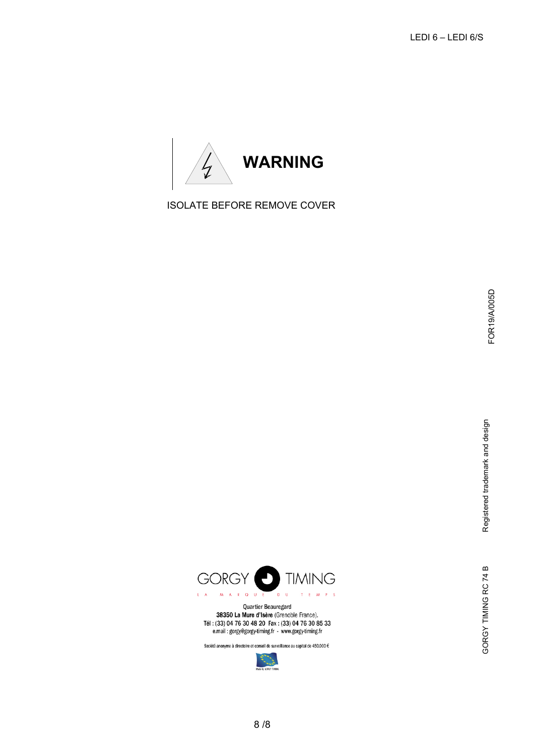## WARNING

ISOLATE BEFORE REMOVE COVER

GORGY TIMING

LA MARQUE DU TEMPS

Quartier Beauregard
**38350 La Mure d'Isère** (Grenoble France).
Tél : (33) 04 76 30 48 20 Fax : (33) 04 76 30 85 33
e.mail : gorgy@gorgy-timing.fr - www.gorgy-timing.fr

Société anonyme à directoire et conseil de surveillance au capital de 450.000 €

Made by GORGY TIMING

FOR19/A/005D

GORGY TIMING RC 74 B Registered trademark and design